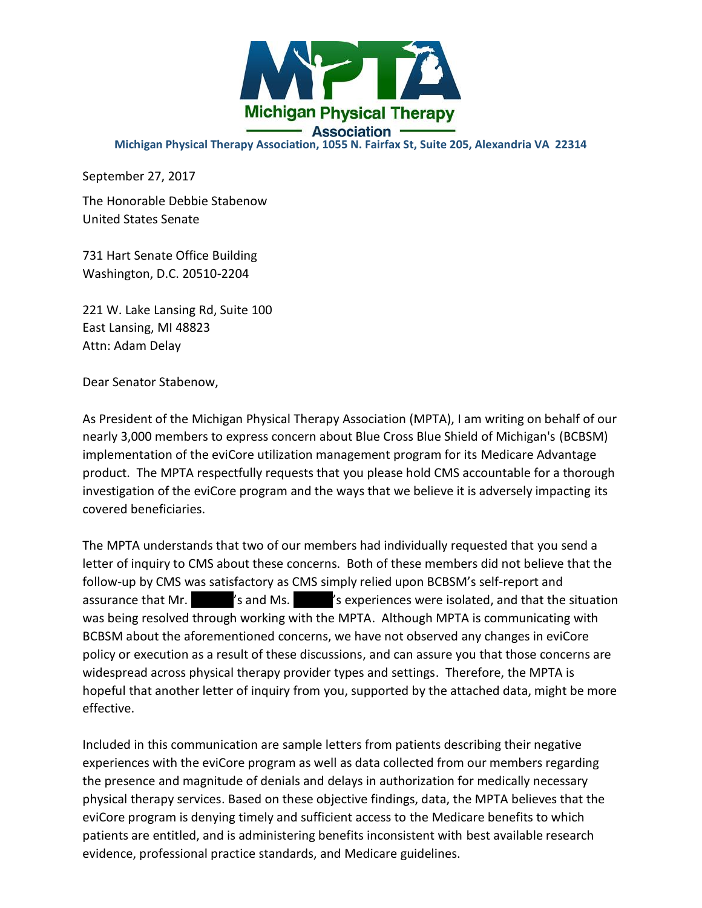**Michigan Physical Therapy Association**

**Michigan Physical Therapy Association, 1055 N. Fairfax St, Suite 205, Alexandria VA 22314**

September 27, 2017

The Honorable Debbie Stabenow
United States Senate

731 Hart Senate Office Building
Washington, D.C. 20510-2204

221 W. Lake Lansing Rd, Suite 100
East Lansing, MI 48823
Attn: Adam Delay

Dear Senator Stabenow,

As President of the Michigan Physical Therapy Association (MPTA), I am writing on behalf of our nearly 3,000 members to express concern about Blue Cross Blue Shield of Michigan's (BCBSM) implementation of the eviCore utilization management program for its Medicare Advantage product. The MPTA respectfully requests that you please hold CMS accountable for a thorough investigation of the eviCore program and the ways that we believe it is adversely impacting its covered beneficiaries.

The MPTA understands that two of our members had individually requested that you send a letter of inquiry to CMS about these concerns. Both of these members did not believe that the follow-up by CMS was satisfactory as CMS simply relied upon BCBSM's self-report and assurance that Mr. ██████'s and Ms. ██████'s experiences were isolated, and that the situation was being resolved through working with the MPTA. Although MPTA is communicating with BCBSM about the aforementioned concerns, we have not observed any changes in eviCore policy or execution as a result of these discussions, and can assure you that those concerns are widespread across physical therapy provider types and settings. Therefore, the MPTA is hopeful that another letter of inquiry from you, supported by the attached data, might be more effective.

Included in this communication are sample letters from patients describing their negative experiences with the eviCore program as well as data collected from our members regarding the presence and magnitude of denials and delays in authorization for medically necessary physical therapy services. Based on these objective findings, data, the MPTA believes that the eviCore program is denying timely and sufficient access to the Medicare benefits to which patients are entitled, and is administering benefits inconsistent with best available research evidence, professional practice standards, and Medicare guidelines.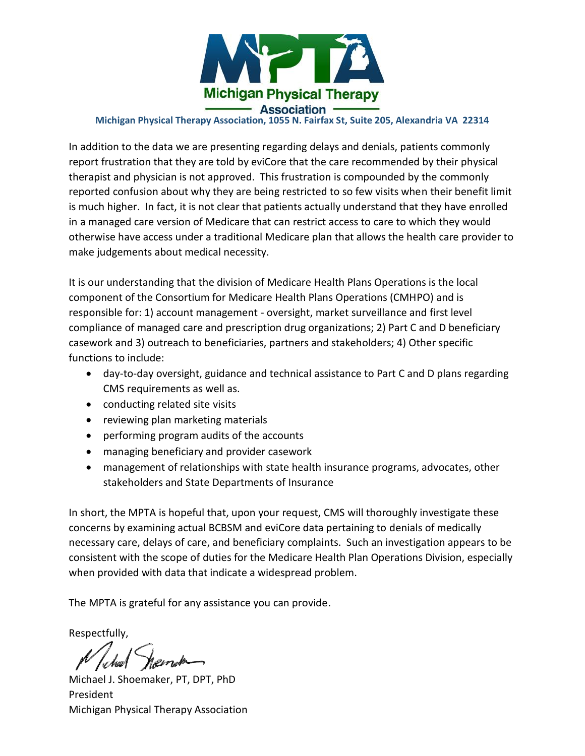Michigan Physical Therapy Association

Association

**Michigan Physical Therapy Association, 1055 N. Fairfax St, Suite 205, Alexandria VA 22314**

In addition to the data we are presenting regarding delays and denials, patients commonly report frustration that they are told by eviCore that the care recommended by their physical therapist and physician is not approved. This frustration is compounded by the commonly reported confusion about why they are being restricted to so few visits when their benefit limit is much higher. In fact, it is not clear that patients actually understand that they have enrolled in a managed care version of Medicare that can restrict access to care to which they would otherwise have access under a traditional Medicare plan that allows the health care provider to make judgements about medical necessity.

It is our understanding that the division of Medicare Health Plans Operations is the local component of the Consortium for Medicare Health Plans Operations (CMHPO) and is responsible for: 1) account management - oversight, market surveillance and first level compliance of managed care and prescription drug organizations; 2) Part C and D beneficiary casework and 3) outreach to beneficiaries, partners and stakeholders; 4) Other specific functions to include:

- day-to-day oversight, guidance and technical assistance to Part C and D plans regarding CMS requirements as well as.
- conducting related site visits
- reviewing plan marketing materials
- performing program audits of the accounts
- managing beneficiary and provider casework
- management of relationships with state health insurance programs, advocates, other stakeholders and State Departments of Insurance

In short, the MPTA is hopeful that, upon your request, CMS will thoroughly investigate these concerns by examining actual BCBSM and eviCore data pertaining to denials of medically necessary care, delays of care, and beneficiary complaints. Such an investigation appears to be consistent with the scope of duties for the Medicare Health Plan Operations Division, especially when provided with data that indicate a widespread problem.

The MPTA is grateful for any assistance you can provide.

Respectfully,

Michael J. Shoemaker, PT, DPT, PhD
President
Michigan Physical Therapy Association